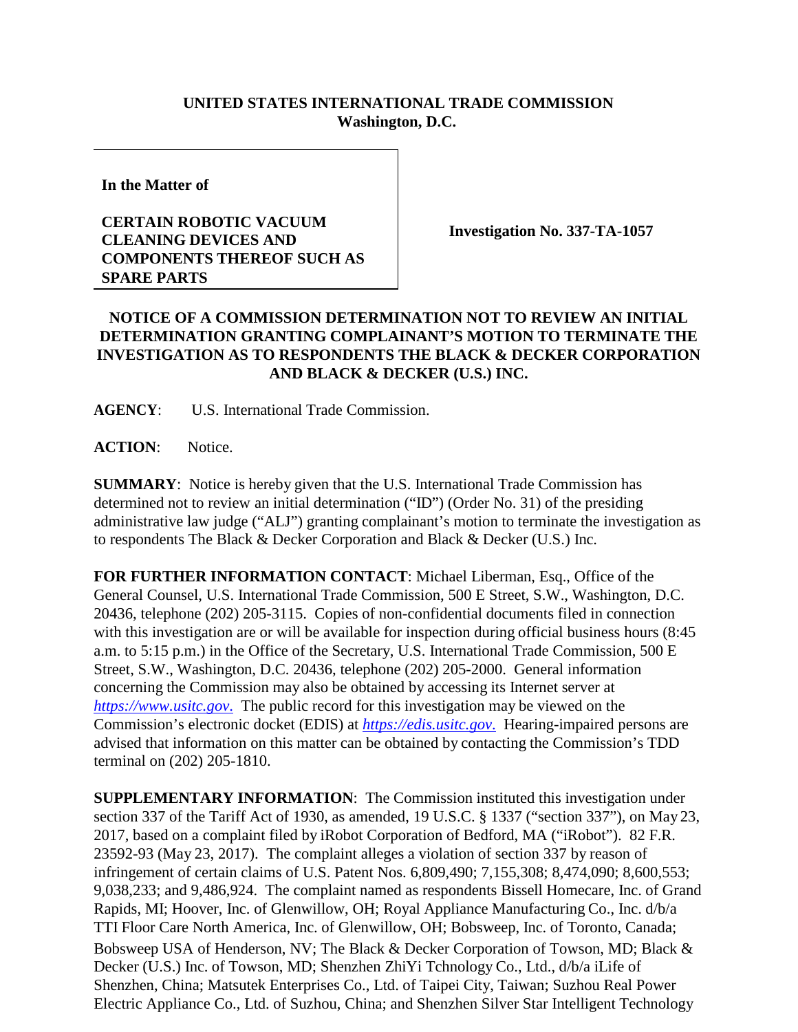**UNITED STATES INTERNATIONAL TRADE COMMISSION**
**Washington, D.C.**

| | |
|---|---|
| **In the Matter of**<br><br>**CERTAIN ROBOTIC VACUUM CLEANING DEVICES AND COMPONENTS THEREOF SUCH AS SPARE PARTS** | **Investigation No. 337-TA-1057** |

## NOTICE OF A COMMISSION DETERMINATION NOT TO REVIEW AN INITIAL DETERMINATION GRANTING COMPLAINANT'S MOTION TO TERMINATE THE INVESTIGATION AS TO RESPONDENTS THE BLACK & DECKER CORPORATION AND BLACK & DECKER (U.S.) INC.

**AGENCY**: U.S. International Trade Commission.

**ACTION**: Notice.

**SUMMARY**: Notice is hereby given that the U.S. International Trade Commission has determined not to review an initial determination ("ID") (Order No. 31) of the presiding administrative law judge ("ALJ") granting complainant's motion to terminate the investigation as to respondents The Black & Decker Corporation and Black & Decker (U.S.) Inc.

**FOR FURTHER INFORMATION CONTACT**: Michael Liberman, Esq., Office of the General Counsel, U.S. International Trade Commission, 500 E Street, S.W., Washington, D.C. 20436, telephone (202) 205-3115. Copies of non-confidential documents filed in connection with this investigation are or will be available for inspection during official business hours (8:45 a.m. to 5:15 p.m.) in the Office of the Secretary, U.S. International Trade Commission, 500 E Street, S.W., Washington, D.C. 20436, telephone (202) 205-2000. General information concerning the Commission may also be obtained by accessing its Internet server at *https://www.usitc.gov*. The public record for this investigation may be viewed on the Commission's electronic docket (EDIS) at *https://edis.usitc.gov*. Hearing-impaired persons are advised that information on this matter can be obtained by contacting the Commission's TDD terminal on (202) 205-1810.

**SUPPLEMENTARY INFORMATION**: The Commission instituted this investigation under section 337 of the Tariff Act of 1930, as amended, 19 U.S.C. § 1337 ("section 337"), on May 23, 2017, based on a complaint filed by iRobot Corporation of Bedford, MA ("iRobot"). 82 F.R. 23592-93 (May 23, 2017). The complaint alleges a violation of section 337 by reason of infringement of certain claims of U.S. Patent Nos. 6,809,490; 7,155,308; 8,474,090; 8,600,553; 9,038,233; and 9,486,924. The complaint named as respondents Bissell Homecare, Inc. of Grand Rapids, MI; Hoover, Inc. of Glenwillow, OH; Royal Appliance Manufacturing Co., Inc. d/b/a TTI Floor Care North America, Inc. of Glenwillow, OH; Bobsweep, Inc. of Toronto, Canada; Bobsweep USA of Henderson, NV; The Black & Decker Corporation of Towson, MD; Black & Decker (U.S.) Inc. of Towson, MD; Shenzhen ZhiYi Tchnology Co., Ltd., d/b/a iLife of Shenzhen, China; Matsutek Enterprises Co., Ltd. of Taipei City, Taiwan; Suzhou Real Power Electric Appliance Co., Ltd. of Suzhou, China; and Shenzhen Silver Star Intelligent Technology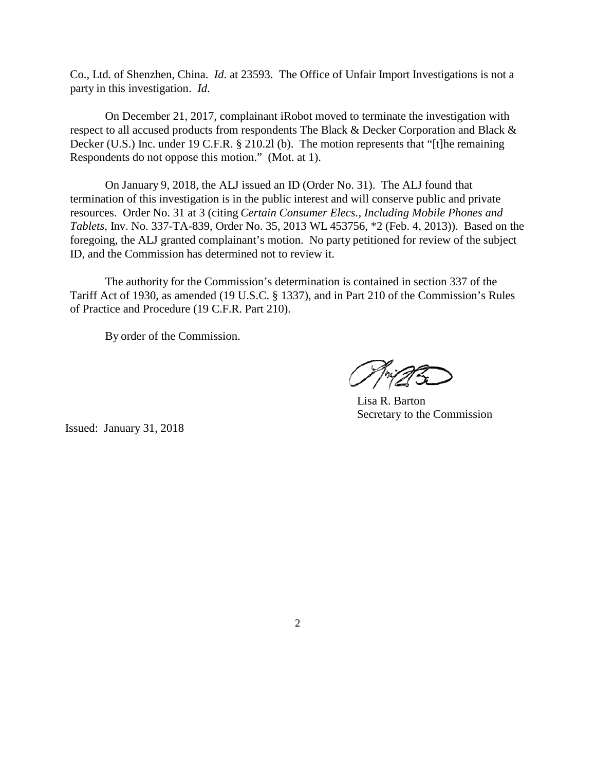Co., Ltd. of Shenzhen, China. *Id*. at 23593. The Office of Unfair Import Investigations is not a party in this investigation. *Id*.

On December 21, 2017, complainant iRobot moved to terminate the investigation with respect to all accused products from respondents The Black & Decker Corporation and Black & Decker (U.S.) Inc. under 19 C.F.R. § 210.2l (b). The motion represents that "[t]he remaining Respondents do not oppose this motion." (Mot. at 1).

On January 9, 2018, the ALJ issued an ID (Order No. 31). The ALJ found that termination of this investigation is in the public interest and will conserve public and private resources. Order No. 31 at 3 (citing *Certain Consumer Elecs., Including Mobile Phones and Tablets*, Inv. No. 337-TA-839, Order No. 35, 2013 WL 453756, *2 (Feb. 4, 2013)). Based on the foregoing, the ALJ granted complainant's motion. No party petitioned for review of the subject ID, and the Commission has determined not to review it.

The authority for the Commission's determination is contained in section 337 of the Tariff Act of 1930, as amended (19 U.S.C. § 1337), and in Part 210 of the Commission's Rules of Practice and Procedure (19 C.F.R. Part 210).

By order of the Commission.

Lisa R. Barton
Secretary to the Commission

Issued: January 31, 2018